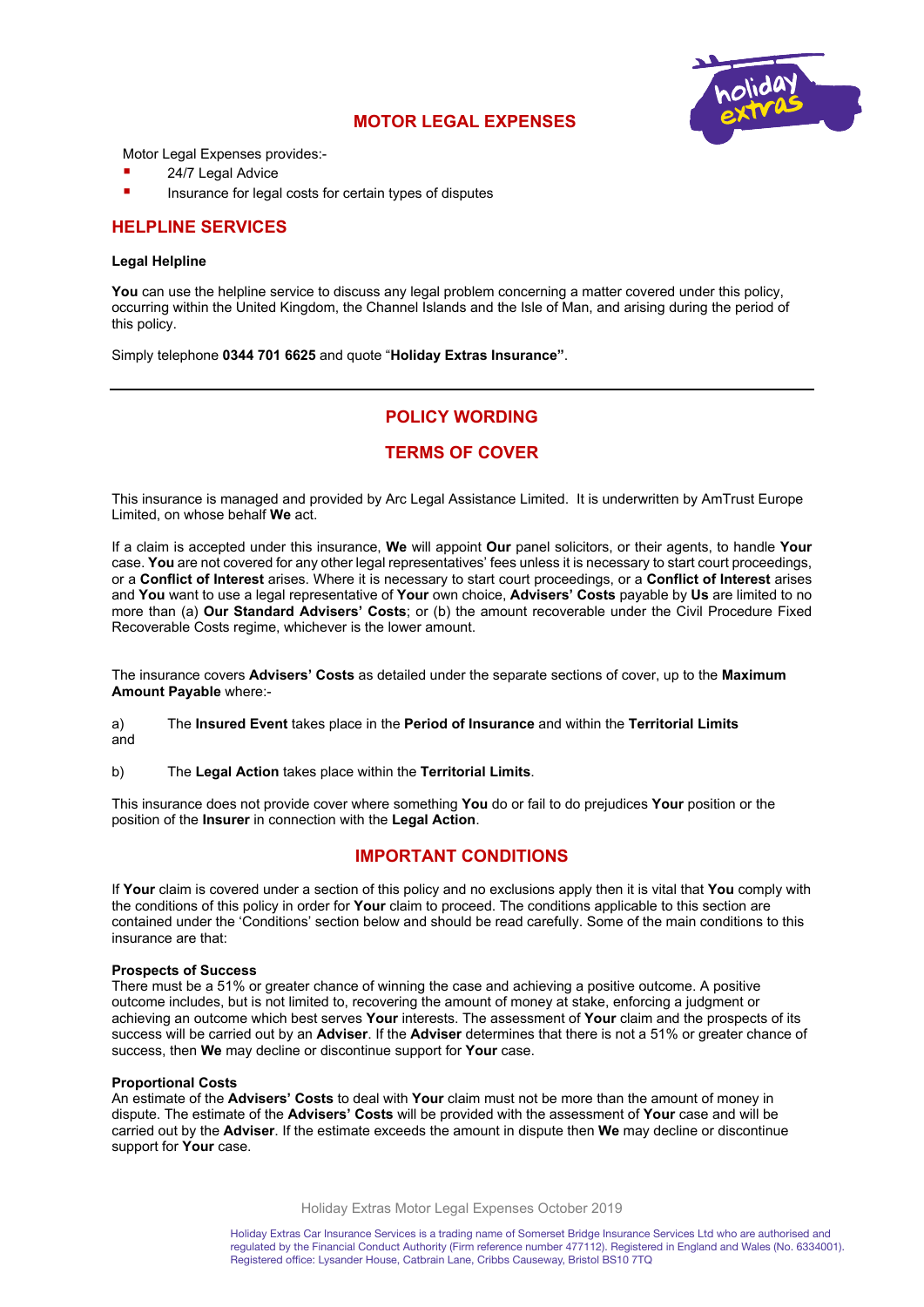# MOTOR LEGAL EXPENSES

Motor Legal Expenses provides:-

- 24/7 Legal Advice
- Insurance for legal costs for certain types of disputes

## HELPLINE SERVICES

**Legal Helpline**

**You** can use the helpline service to discuss any legal problem concerning a matter covered under this policy, occurring within the United Kingdom, the Channel Islands and the Isle of Man, and arising during the period of this policy.

Simply telephone **0344 701 6625** and quote "**Holiday Extras Insurance"**.

---

## POLICY WORDING

## TERMS OF COVER

This insurance is managed and provided by Arc Legal Assistance Limited. It is underwritten by AmTrust Europe Limited, on whose behalf **We** act.

If a claim is accepted under this insurance, **We** will appoint **Our** panel solicitors, or their agents, to handle **Your** case. **You** are not covered for any other legal representatives' fees unless it is necessary to start court proceedings, or a **Conflict of Interest** arises. Where it is necessary to start court proceedings, or a **Conflict of Interest** arises and **You** want to use a legal representative of **Your** own choice, **Advisers' Costs** payable by **Us** are limited to no more than (a) **Our Standard Advisers' Costs**; or (b) the amount recoverable under the Civil Procedure Fixed Recoverable Costs regime, whichever is the lower amount.

The insurance covers **Advisers' Costs** as detailed under the separate sections of cover, up to the **Maximum Amount Payable** where:-

a) The **Insured Event** takes place in the **Period of Insurance** and within the **Territorial Limits** and

b) The **Legal Action** takes place within the **Territorial Limits**.

This insurance does not provide cover where something **You** do or fail to do prejudices **Your** position or the position of the **Insurer** in connection with the **Legal Action**.

## IMPORTANT CONDITIONS

If **Your** claim is covered under a section of this policy and no exclusions apply then it is vital that **You** comply with the conditions of this policy in order for **Your** claim to proceed. The conditions applicable to this section are contained under the 'Conditions' section below and should be read carefully. Some of the main conditions to this insurance are that:

**Prospects of Success**
There must be a 51% or greater chance of winning the case and achieving a positive outcome. A positive outcome includes, but is not limited to, recovering the amount of money at stake, enforcing a judgment or achieving an outcome which best serves **Your** interests. The assessment of **Your** claim and the prospects of its success will be carried out by an **Adviser**. If the **Adviser** determines that there is not a 51% or greater chance of success, then **We** may decline or discontinue support for **Your** case.

**Proportional Costs**
An estimate of the **Advisers' Costs** to deal with **Your** claim must not be more than the amount of money in dispute. The estimate of the **Advisers' Costs** will be provided with the assessment of **Your** case and will be carried out by the **Adviser**. If the estimate exceeds the amount in dispute then **We** may decline or discontinue support for **Your** case.

Holiday Extras Car Insurance Services is a trading name of Somerset Bridge Insurance Services Ltd who are authorised and regulated by the Financial Conduct Authority (Firm reference number 477112). Registered in England and Wales (No. 6334001). Registered office: Lysander House, Catbrain Lane, Cribbs Causeway, Bristol BS10 7TQ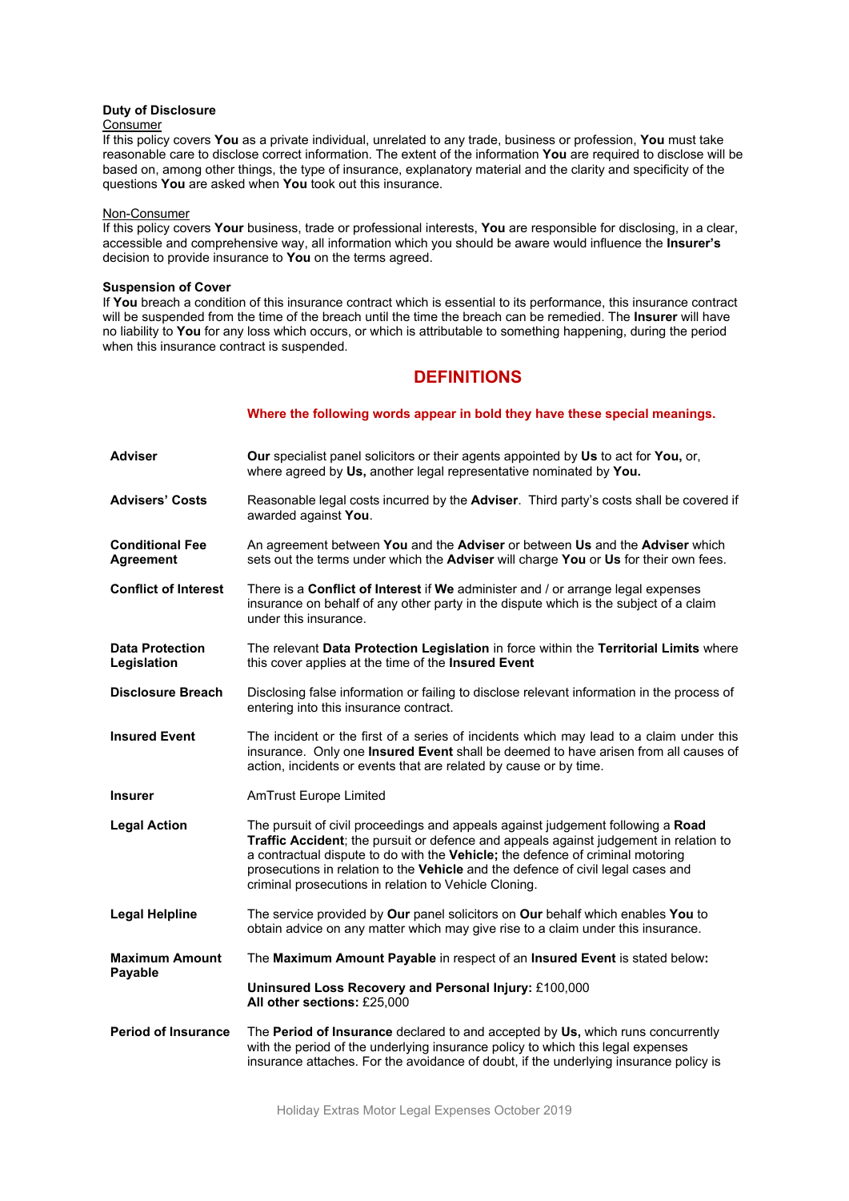**Duty of Disclosure**

Consumer

If this policy covers **You** as a private individual, unrelated to any trade, business or profession, **You** must take reasonable care to disclose correct information. The extent of the information **You** are required to disclose will be based on, among other things, the type of insurance, explanatory material and the clarity and specificity of the questions **You** are asked when **You** took out this insurance.

Non-Consumer

If this policy covers **Your** business, trade or professional interests, **You** are responsible for disclosing, in a clear, accessible and comprehensive way, all information which you should be aware would influence the **Insurer's** decision to provide insurance to **You** on the terms agreed.

**Suspension of Cover**

If **You** breach a condition of this insurance contract which is essential to its performance, this insurance contract will be suspended from the time of the breach until the time the breach can be remedied. The **Insurer** will have no liability to **You** for any loss which occurs, or which is attributable to something happening, during the period when this insurance contract is suspended.

## DEFINITIONS

**Where the following words appear in bold they have these special meanings.**

| | |
|---|---|
| **Adviser** | **Our** specialist panel solicitors or their agents appointed by **Us** to act for **You,** or, where agreed by **Us,** another legal representative nominated by **You.** |
| **Advisers' Costs** | Reasonable legal costs incurred by the **Adviser**. Third party's costs shall be covered if awarded against **You**. |
| **Conditional Fee Agreement** | An agreement between **You** and the **Adviser** or between **Us** and the **Adviser** which sets out the terms under which the **Adviser** will charge **You** or **Us** for their own fees. |
| **Conflict of Interest** | There is a **Conflict of Interest** if **We** administer and / or arrange legal expenses insurance on behalf of any other party in the dispute which is the subject of a claim under this insurance. |
| **Data Protection Legislation** | The relevant **Data Protection Legislation** in force within the **Territorial Limits** where this cover applies at the time of the **Insured Event** |
| **Disclosure Breach** | Disclosing false information or failing to disclose relevant information in the process of entering into this insurance contract. |
| **Insured Event** | The incident or the first of a series of incidents which may lead to a claim under this insurance. Only one **Insured Event** shall be deemed to have arisen from all causes of action, incidents or events that are related by cause or by time. |
| **Insurer** | AmTrust Europe Limited |
| **Legal Action** | The pursuit of civil proceedings and appeals against judgement following a **Road Traffic Accident**; the pursuit or defence and appeals against judgement in relation to a contractual dispute to do with the **Vehicle;** the defence of criminal motoring prosecutions in relation to the **Vehicle** and the defence of civil legal cases and criminal prosecutions in relation to Vehicle Cloning. |
| **Legal Helpline** | The service provided by **Our** panel solicitors on **Our** behalf which enables **You** to obtain advice on any matter which may give rise to a claim under this insurance. |
| **Maximum Amount Payable** | The **Maximum Amount Payable** in respect of an **Insured Event** is stated below:<br><br>**Uninsured Loss Recovery and Personal Injury:** £100,000<br>**All other sections:** £25,000 |
| **Period of Insurance** | The **Period of Insurance** declared to and accepted by **Us,** which runs concurrently with the period of the underlying insurance policy to which this legal expenses insurance attaches. For the avoidance of doubt, if the underlying insurance policy is |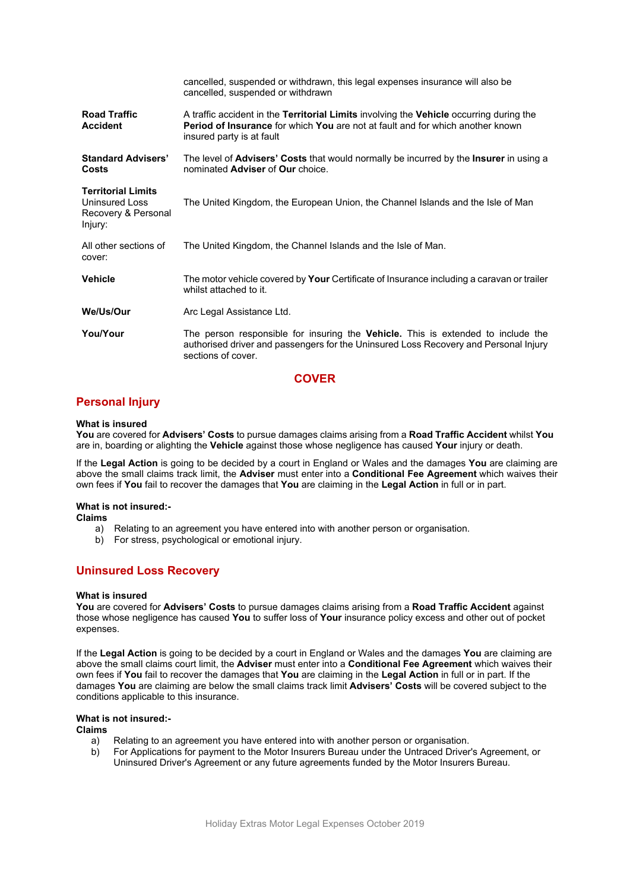| | |
|---|---|
| | cancelled, suspended or withdrawn, this legal expenses insurance will also be cancelled, suspended or withdrawn |
| **Road Traffic Accident** | A traffic accident in the **Territorial Limits** involving the **Vehicle** occurring during the **Period of Insurance** for which **You** are not at fault and for which another known insured party is at fault |
| **Standard Advisers' Costs** | The level of **Advisers' Costs** that would normally be incurred by the **Insurer** in using a nominated **Adviser** of **Our** choice. |
| **Territorial Limits** Uninsured Loss Recovery & Personal Injury: | The United Kingdom, the European Union, the Channel Islands and the Isle of Man |
| All other sections of cover: | The United Kingdom, the Channel Islands and the Isle of Man. |
| **Vehicle** | The motor vehicle covered by **Your** Certificate of Insurance including a caravan or trailer whilst attached to it. |
| **We/Us/Our** | Arc Legal Assistance Ltd. |
| **You/Your** | The person responsible for insuring the **Vehicle.** This is extended to include the authorised driver and passengers for the Uninsured Loss Recovery and Personal Injury sections of cover. |

# COVER

## Personal Injury

**What is insured**
**You** are covered for **Advisers' Costs** to pursue damages claims arising from a **Road Traffic Accident** whilst **You** are in, boarding or alighting the **Vehicle** against those whose negligence has caused **Your** injury or death.

If the **Legal Action** is going to be decided by a court in England or Wales and the damages **You** are claiming are above the small claims track limit, the **Adviser** must enter into a **Conditional Fee Agreement** which waives their own fees if **You** fail to recover the damages that **You** are claiming in the **Legal Action** in full or in part.

**What is not insured:-**
**Claims**

a) Relating to an agreement you have entered into with another person or organisation.
b) For stress, psychological or emotional injury.

## Uninsured Loss Recovery

**What is insured**
**You** are covered for **Advisers' Costs** to pursue damages claims arising from a **Road Traffic Accident** against those whose negligence has caused **You** to suffer loss of **Your** insurance policy excess and other out of pocket expenses.

If the **Legal Action** is going to be decided by a court in England or Wales and the damages **You** are claiming are above the small claims court limit, the **Adviser** must enter into a **Conditional Fee Agreement** which waives their own fees if **You** fail to recover the damages that **You** are claiming in the **Legal Action** in full or in part. If the damages **You** are claiming are below the small claims track limit **Advisers' Costs** will be covered subject to the conditions applicable to this insurance.

**What is not insured:-**
**Claims**

a) Relating to an agreement you have entered into with another person or organisation.
b) For Applications for payment to the Motor Insurers Bureau under the Untraced Driver's Agreement, or Uninsured Driver's Agreement or any future agreements funded by the Motor Insurers Bureau.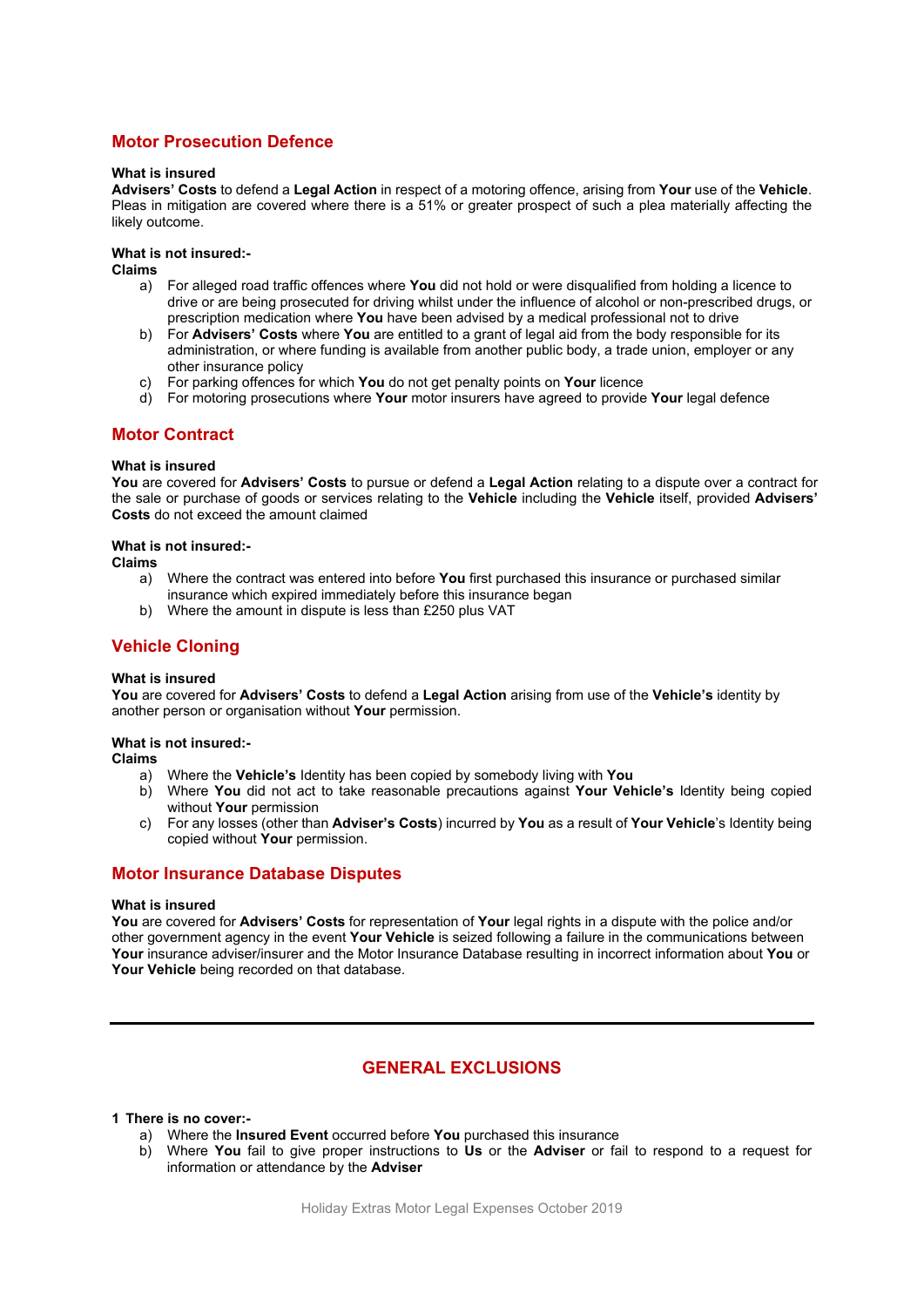## Motor Prosecution Defence

**What is insured**
**Advisers' Costs** to defend a **Legal Action** in respect of a motoring offence, arising from **Your** use of the **Vehicle**. Pleas in mitigation are covered where there is a 51% or greater prospect of such a plea materially affecting the likely outcome.

**What is not insured:-**
**Claims**

a) For alleged road traffic offences where **You** did not hold or were disqualified from holding a licence to drive or are being prosecuted for driving whilst under the influence of alcohol or non-prescribed drugs, or prescription medication where **You** have been advised by a medical professional not to drive
b) For **Advisers' Costs** where **You** are entitled to a grant of legal aid from the body responsible for its administration, or where funding is available from another public body, a trade union, employer or any other insurance policy
c) For parking offences for which **You** do not get penalty points on **Your** licence
d) For motoring prosecutions where **Your** motor insurers have agreed to provide **Your** legal defence

## Motor Contract

**What is insured**
**You** are covered for **Advisers' Costs** to pursue or defend a **Legal Action** relating to a dispute over a contract for the sale or purchase of goods or services relating to the **Vehicle** including the **Vehicle** itself, provided **Advisers' Costs** do not exceed the amount claimed

**What is not insured:-**
**Claims**

a) Where the contract was entered into before **You** first purchased this insurance or purchased similar insurance which expired immediately before this insurance began
b) Where the amount in dispute is less than £250 plus VAT

## Vehicle Cloning

**What is insured**
**You** are covered for **Advisers' Costs** to defend a **Legal Action** arising from use of the **Vehicle's** identity by another person or organisation without **Your** permission.

**What is not insured:-**
**Claims**

a) Where the **Vehicle's** Identity has been copied by somebody living with **You**
b) Where **You** did not act to take reasonable precautions against **Your Vehicle's** Identity being copied without **Your** permission
c) For any losses (other than **Adviser's Costs**) incurred by **You** as a result of **Your Vehicle**'s Identity being copied without **Your** permission.

## Motor Insurance Database Disputes

**What is insured**
**You** are covered for **Advisers' Costs** for representation of **Your** legal rights in a dispute with the police and/or other government agency in the event **Your Vehicle** is seized following a failure in the communications between **Your** insurance adviser/insurer and the Motor Insurance Database resulting in incorrect information about **You** or **Your Vehicle** being recorded on that database.

---

## GENERAL EXCLUSIONS

**1 There is no cover:-**

a) Where the **Insured Event** occurred before **You** purchased this insurance
b) Where **You** fail to give proper instructions to **Us** or the **Adviser** or fail to respond to a request for information or attendance by the **Adviser**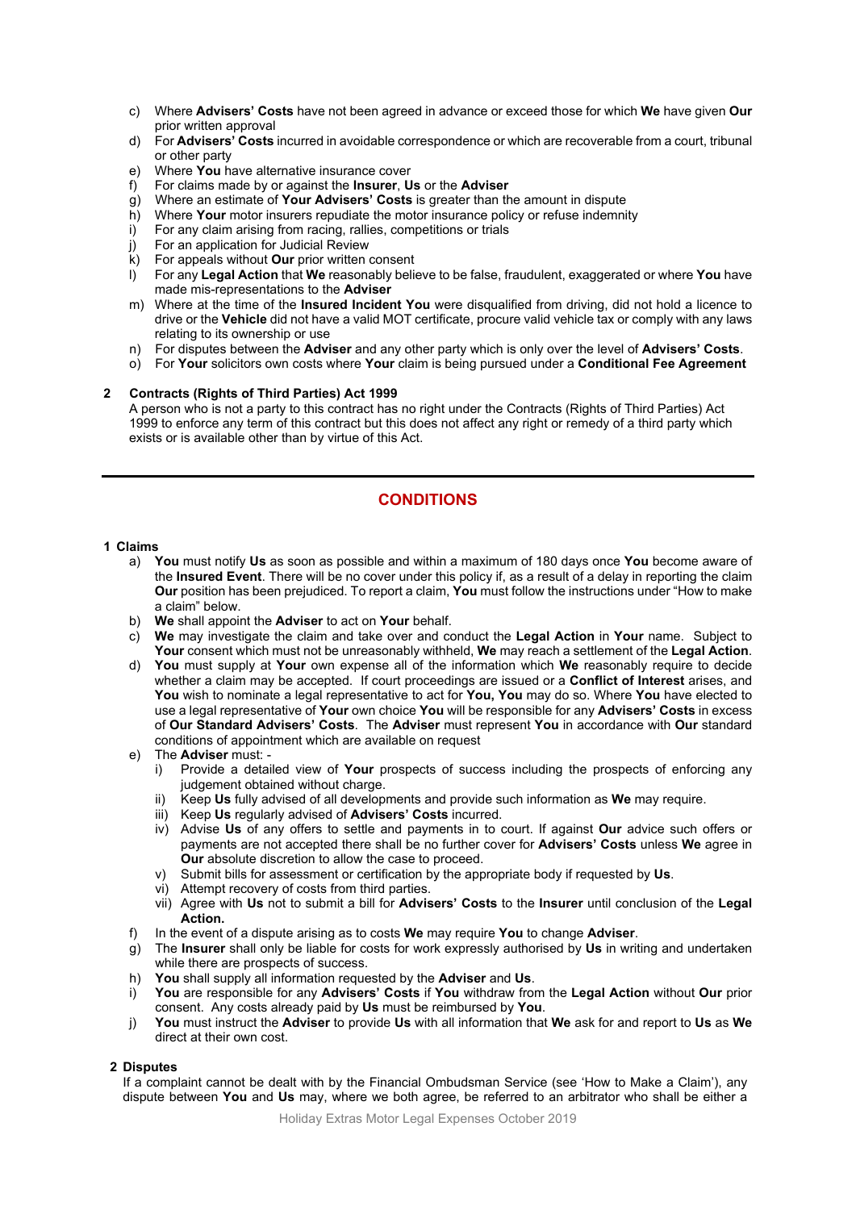c) Where **Advisers' Costs** have not been agreed in advance or exceed those for which **We** have given **Our** prior written approval
d) For **Advisers' Costs** incurred in avoidable correspondence or which are recoverable from a court, tribunal or other party
e) Where **You** have alternative insurance cover
f) For claims made by or against the **Insurer**, **Us** or the **Adviser**
g) Where an estimate of **Your Advisers' Costs** is greater than the amount in dispute
h) Where **Your** motor insurers repudiate the motor insurance policy or refuse indemnity
i) For any claim arising from racing, rallies, competitions or trials
j) For an application for Judicial Review
k) For appeals without **Our** prior written consent
l) For any **Legal Action** that **We** reasonably believe to be false, fraudulent, exaggerated or where **You** have made mis-representations to the **Adviser**
m) Where at the time of the **Insured Incident You** were disqualified from driving, did not hold a licence to drive or the **Vehicle** did not have a valid MOT certificate, procure valid vehicle tax or comply with any laws relating to its ownership or use
n) For disputes between the **Adviser** and any other party which is only over the level of **Advisers' Costs**.
o) For **Your** solicitors own costs where **Your** claim is being pursued under a **Conditional Fee Agreement**

**2 Contracts (Rights of Third Parties) Act 1999**

A person who is not a party to this contract has no right under the Contracts (Rights of Third Parties) Act 1999 to enforce any term of this contract but this does not affect any right or remedy of a third party which exists or is available other than by virtue of this Act.

---

## CONDITIONS

**1 Claims**

a) **You** must notify **Us** as soon as possible and within a maximum of 180 days once **You** become aware of the **Insured Event**. There will be no cover under this policy if, as a result of a delay in reporting the claim **Our** position has been prejudiced. To report a claim, **You** must follow the instructions under "How to make a claim" below.
b) **We** shall appoint the **Adviser** to act on **Your** behalf.
c) **We** may investigate the claim and take over and conduct the **Legal Action** in **Your** name. Subject to **Your** consent which must not be unreasonably withheld, **We** may reach a settlement of the **Legal Action**.
d) **You** must supply at **Your** own expense all of the information which **We** reasonably require to decide whether a claim may be accepted. If court proceedings are issued or a **Conflict of Interest** arises, and **You** wish to nominate a legal representative to act for **You, You** may do so. Where **You** have elected to use a legal representative of **Your** own choice **You** will be responsible for any **Advisers' Costs** in excess of **Our Standard Advisers' Costs**. The **Adviser** must represent **You** in accordance with **Our** standard conditions of appointment which are available on request
e) The **Adviser** must: -
   i) Provide a detailed view of **Your** prospects of success including the prospects of enforcing any judgement obtained without charge.
   ii) Keep **Us** fully advised of all developments and provide such information as **We** may require.
   iii) Keep **Us** regularly advised of **Advisers' Costs** incurred.
   iv) Advise **Us** of any offers to settle and payments in to court. If against **Our** advice such offers or payments are not accepted there shall be no further cover for **Advisers' Costs** unless **We** agree in **Our** absolute discretion to allow the case to proceed.
   v) Submit bills for assessment or certification by the appropriate body if requested by **Us**.
   vi) Attempt recovery of costs from third parties.
   vii) Agree with **Us** not to submit a bill for **Advisers' Costs** to the **Insurer** until conclusion of the **Legal Action.**
f) In the event of a dispute arising as to costs **We** may require **You** to change **Adviser**.
g) The **Insurer** shall only be liable for costs for work expressly authorised by **Us** in writing and undertaken while there are prospects of success.
h) **You** shall supply all information requested by the **Adviser** and **Us**.
i) **You** are responsible for any **Advisers' Costs** if **You** withdraw from the **Legal Action** without **Our** prior consent. Any costs already paid by **Us** must be reimbursed by **You**.
j) **You** must instruct the **Adviser** to provide **Us** with all information that **We** ask for and report to **Us** as **We** direct at their own cost.

**2 Disputes**

If a complaint cannot be dealt with by the Financial Ombudsman Service (see 'How to Make a Claim'), any dispute between **You** and **Us** may, where we both agree, be referred to an arbitrator who shall be either a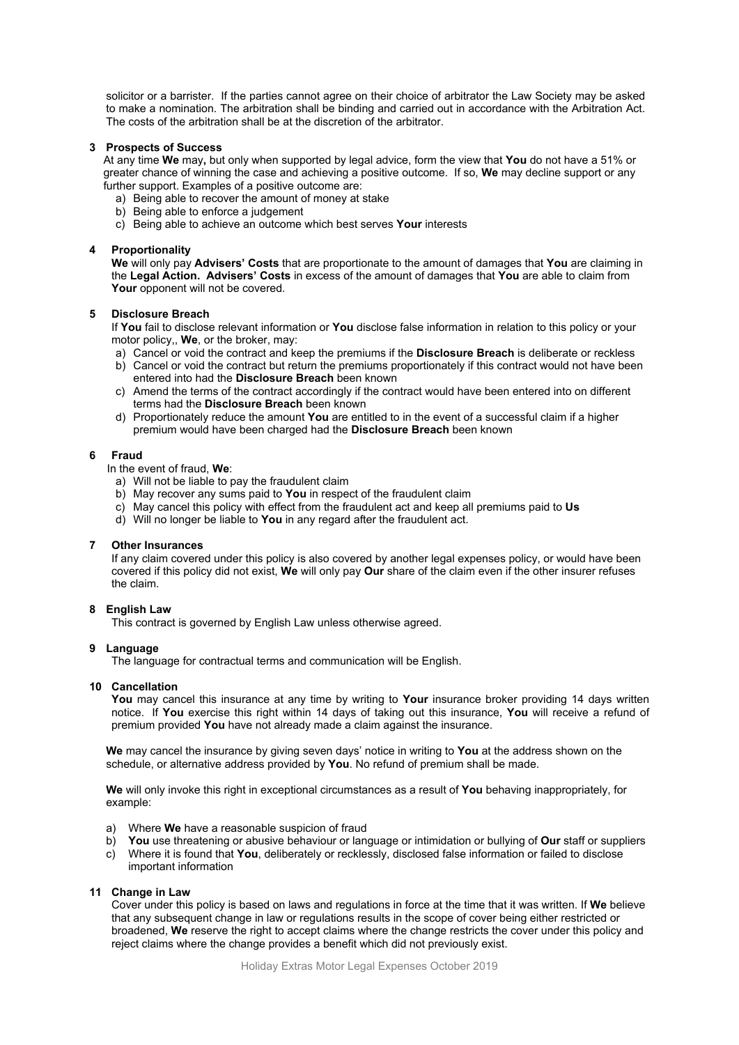solicitor or a barrister. If the parties cannot agree on their choice of arbitrator the Law Society may be asked to make a nomination. The arbitration shall be binding and carried out in accordance with the Arbitration Act. The costs of the arbitration shall be at the discretion of the arbitrator.

**3 Prospects of Success**

At any time **We** may**,** but only when supported by legal advice, form the view that **You** do not have a 51% or greater chance of winning the case and achieving a positive outcome. If so, **We** may decline support or any further support. Examples of a positive outcome are:

a) Being able to recover the amount of money at stake
b) Being able to enforce a judgement
c) Being able to achieve an outcome which best serves **Your** interests

**4 Proportionality**

**We** will only pay **Advisers' Costs** that are proportionate to the amount of damages that **You** are claiming in the **Legal Action. Advisers' Costs** in excess of the amount of damages that **You** are able to claim from **Your** opponent will not be covered.

**5 Disclosure Breach**

If **You** fail to disclose relevant information or **You** disclose false information in relation to this policy or your motor policy,, **We**, or the broker, may:

a) Cancel or void the contract and keep the premiums if the **Disclosure Breach** is deliberate or reckless
b) Cancel or void the contract but return the premiums proportionately if this contract would not have been entered into had the **Disclosure Breach** been known
c) Amend the terms of the contract accordingly if the contract would have been entered into on different terms had the **Disclosure Breach** been known
d) Proportionately reduce the amount **You** are entitled to in the event of a successful claim if a higher premium would have been charged had the **Disclosure Breach** been known

**6 Fraud**

In the event of fraud, **We**:

a) Will not be liable to pay the fraudulent claim
b) May recover any sums paid to **You** in respect of the fraudulent claim
c) May cancel this policy with effect from the fraudulent act and keep all premiums paid to **Us**
d) Will no longer be liable to **You** in any regard after the fraudulent act.

**7 Other Insurances**

If any claim covered under this policy is also covered by another legal expenses policy, or would have been covered if this policy did not exist, **We** will only pay **Our** share of the claim even if the other insurer refuses the claim.

**8 English Law**

This contract is governed by English Law unless otherwise agreed.

**9 Language**

The language for contractual terms and communication will be English.

**10 Cancellation**

**You** may cancel this insurance at any time by writing to **Your** insurance broker providing 14 days written notice. If **You** exercise this right within 14 days of taking out this insurance, **You** will receive a refund of premium provided **You** have not already made a claim against the insurance.

**We** may cancel the insurance by giving seven days' notice in writing to **You** at the address shown on the schedule, or alternative address provided by **You**. No refund of premium shall be made.

**We** will only invoke this right in exceptional circumstances as a result of **You** behaving inappropriately, for example:

a) Where **We** have a reasonable suspicion of fraud
b) **You** use threatening or abusive behaviour or language or intimidation or bullying of **Our** staff or suppliers
c) Where it is found that **You**, deliberately or recklessly, disclosed false information or failed to disclose important information

**11 Change in Law**

Cover under this policy is based on laws and regulations in force at the time that it was written. If **We** believe that any subsequent change in law or regulations results in the scope of cover being either restricted or broadened, **We** reserve the right to accept claims where the change restricts the cover under this policy and reject claims where the change provides a benefit which did not previously exist.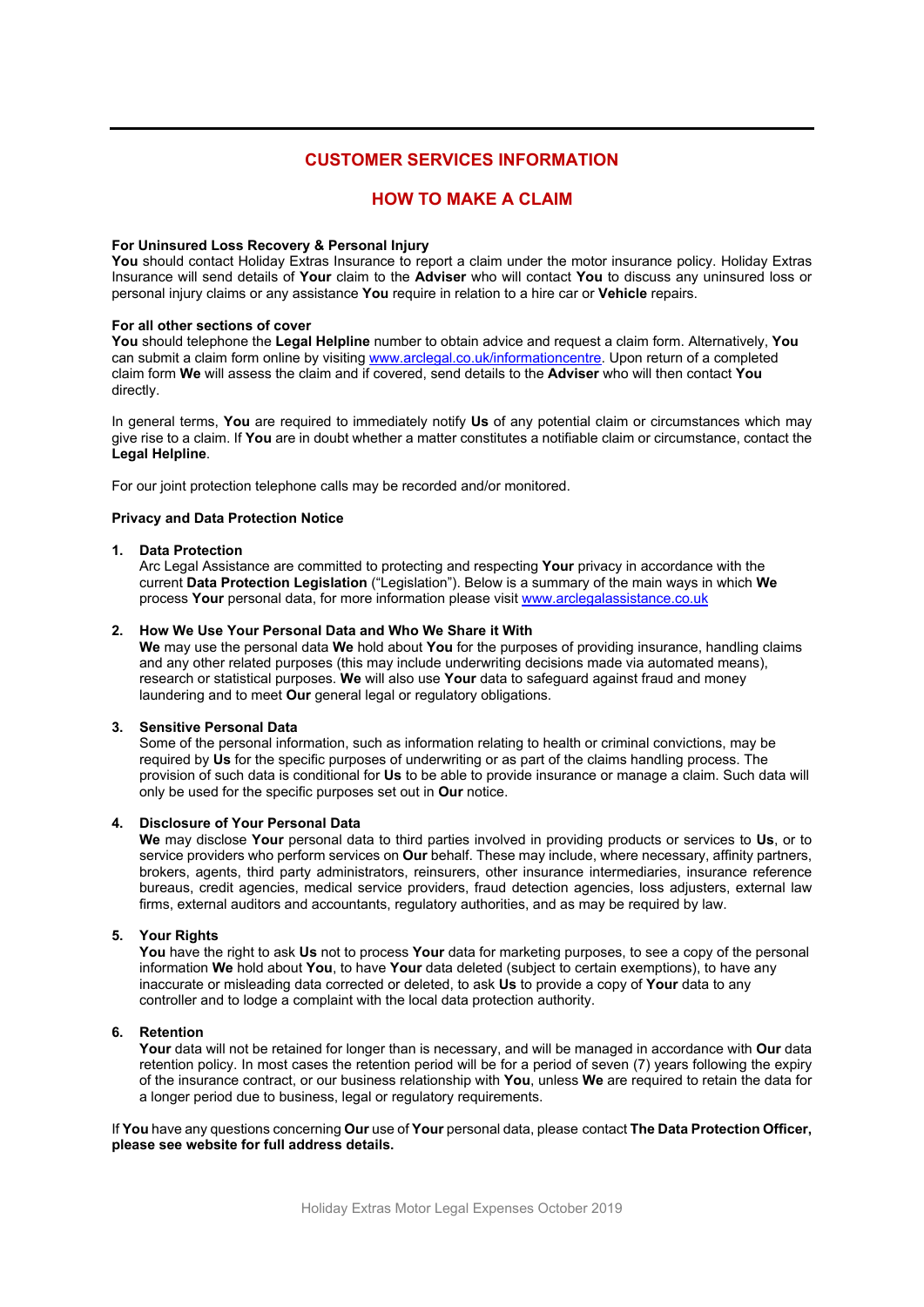## CUSTOMER SERVICES INFORMATION

## HOW TO MAKE A CLAIM

**For Uninsured Loss Recovery & Personal Injury**
**You** should contact Holiday Extras Insurance to report a claim under the motor insurance policy. Holiday Extras Insurance will send details of **Your** claim to the **Adviser** who will contact **You** to discuss any uninsured loss or personal injury claims or any assistance **You** require in relation to a hire car or **Vehicle** repairs.

**For all other sections of cover**
**You** should telephone the **Legal Helpline** number to obtain advice and request a claim form. Alternatively, **You** can submit a claim form online by visiting www.arclegal.co.uk/informationcentre. Upon return of a completed claim form **We** will assess the claim and if covered, send details to the **Adviser** who will then contact **You** directly.

In general terms, **You** are required to immediately notify **Us** of any potential claim or circumstances which may give rise to a claim. If **You** are in doubt whether a matter constitutes a notifiable claim or circumstance, contact the **Legal Helpline**.

For our joint protection telephone calls may be recorded and/or monitored.

**Privacy and Data Protection Notice**

1. **Data Protection**
   Arc Legal Assistance are committed to protecting and respecting **Your** privacy in accordance with the current **Data Protection Legislation** ("Legislation"). Below is a summary of the main ways in which **We** process **Your** personal data, for more information please visit www.arclegalassistance.co.uk

2. **How We Use Your Personal Data and Who We Share it With**
   **We** may use the personal data **We** hold about **You** for the purposes of providing insurance, handling claims and any other related purposes (this may include underwriting decisions made via automated means), research or statistical purposes. **We** will also use **Your** data to safeguard against fraud and money laundering and to meet **Our** general legal or regulatory obligations.

3. **Sensitive Personal Data**
   Some of the personal information, such as information relating to health or criminal convictions, may be required by **Us** for the specific purposes of underwriting or as part of the claims handling process. The provision of such data is conditional for **Us** to be able to provide insurance or manage a claim. Such data will only be used for the specific purposes set out in **Our** notice.

4. **Disclosure of Your Personal Data**
   **We** may disclose **Your** personal data to third parties involved in providing products or services to **Us**, or to service providers who perform services on **Our** behalf. These may include, where necessary, affinity partners, brokers, agents, third party administrators, reinsurers, other insurance intermediaries, insurance reference bureaus, credit agencies, medical service providers, fraud detection agencies, loss adjusters, external law firms, external auditors and accountants, regulatory authorities, and as may be required by law.

5. **Your Rights**
   **You** have the right to ask **Us** not to process **Your** data for marketing purposes, to see a copy of the personal information **We** hold about **You**, to have **Your** data deleted (subject to certain exemptions), to have any inaccurate or misleading data corrected or deleted, to ask **Us** to provide a copy of **Your** data to any controller and to lodge a complaint with the local data protection authority.

6. **Retention**
   **Your** data will not be retained for longer than is necessary, and will be managed in accordance with **Our** data retention policy. In most cases the retention period will be for a period of seven (7) years following the expiry of the insurance contract, or our business relationship with **You**, unless **We** are required to retain the data for a longer period due to business, legal or regulatory requirements.

If **You** have any questions concerning **Our** use of **Your** personal data, please contact **The Data Protection Officer, please see website for full address details.**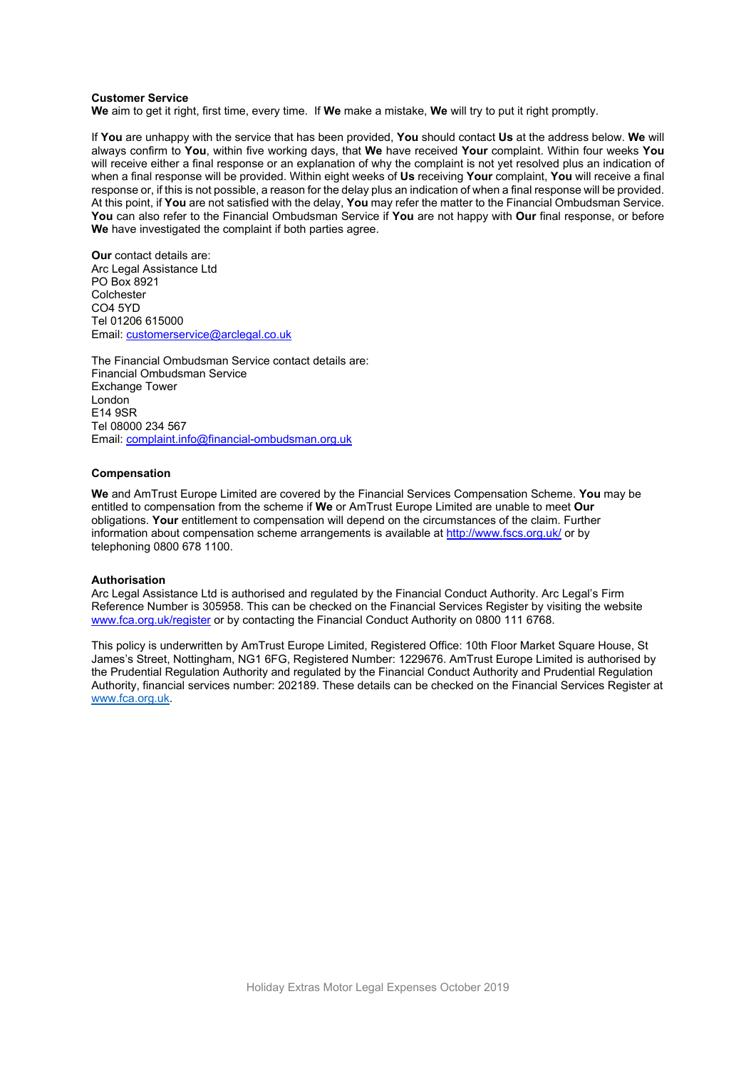**Customer Service**
**We** aim to get it right, first time, every time. If **We** make a mistake, **We** will try to put it right promptly.

If **You** are unhappy with the service that has been provided, **You** should contact **Us** at the address below. **We** will always confirm to **You**, within five working days, that **We** have received **Your** complaint. Within four weeks **You** will receive either a final response or an explanation of why the complaint is not yet resolved plus an indication of when a final response will be provided. Within eight weeks of **Us** receiving **Your** complaint, **You** will receive a final response or, if this is not possible, a reason for the delay plus an indication of when a final response will be provided. At this point, if **You** are not satisfied with the delay, **You** may refer the matter to the Financial Ombudsman Service. **You** can also refer to the Financial Ombudsman Service if **You** are not happy with **Our** final response, or before **We** have investigated the complaint if both parties agree.

**Our** contact details are:
Arc Legal Assistance Ltd
PO Box 8921
Colchester
CO4 5YD
Tel 01206 615000
Email: customerservice@arclegal.co.uk

The Financial Ombudsman Service contact details are:
Financial Ombudsman Service
Exchange Tower
London
E14 9SR
Tel 08000 234 567
Email: complaint.info@financial-ombudsman.org.uk

**Compensation**

**We** and AmTrust Europe Limited are covered by the Financial Services Compensation Scheme. **You** may be entitled to compensation from the scheme if **We** or AmTrust Europe Limited are unable to meet **Our** obligations. **Your** entitlement to compensation will depend on the circumstances of the claim. Further information about compensation scheme arrangements is available at http://www.fscs.org.uk/ or by telephoning 0800 678 1100.

**Authorisation**
Arc Legal Assistance Ltd is authorised and regulated by the Financial Conduct Authority. Arc Legal's Firm Reference Number is 305958. This can be checked on the Financial Services Register by visiting the website www.fca.org.uk/register or by contacting the Financial Conduct Authority on 0800 111 6768.

This policy is underwritten by AmTrust Europe Limited, Registered Office: 10th Floor Market Square House, St James's Street, Nottingham, NG1 6FG, Registered Number: 1229676. AmTrust Europe Limited is authorised by the Prudential Regulation Authority and regulated by the Financial Conduct Authority and Prudential Regulation Authority, financial services number: 202189. These details can be checked on the Financial Services Register at www.fca.org.uk.